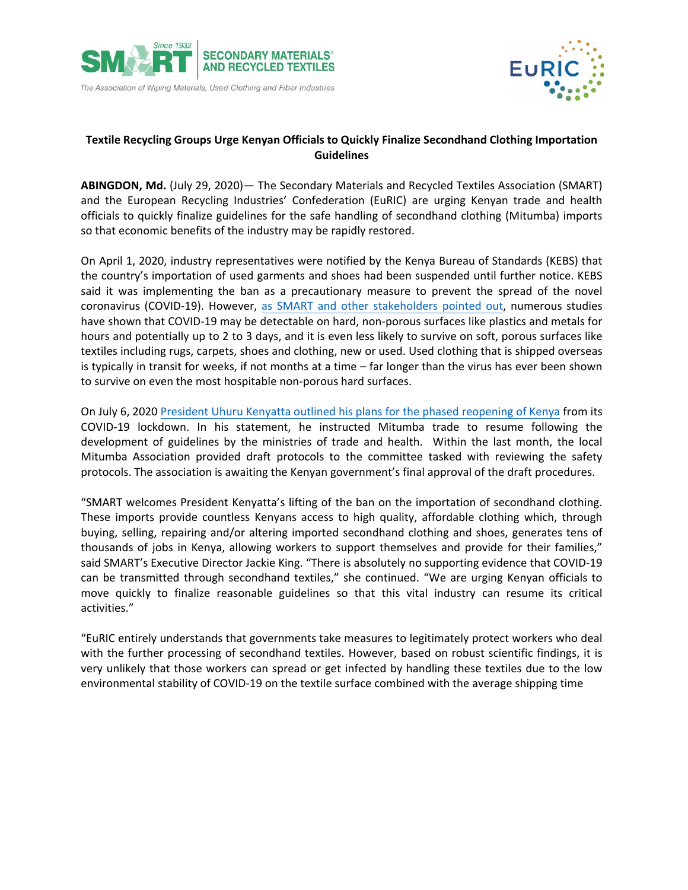SMART Since 1932 SECONDARY MATERIALS® AND RECYCLED TEXTILES

*The Association of Wiping Materials, Used Clothing and Fiber Industries*

EuRIC

**Textile Recycling Groups Urge Kenyan Officials to Quickly Finalize Secondhand Clothing Importation Guidelines**

**ABINGDON, Md.** (July 29, 2020)— The Secondary Materials and Recycled Textiles Association (SMART) and the European Recycling Industries' Confederation (EuRIC) are urging Kenyan trade and health officials to quickly finalize guidelines for the safe handling of secondhand clothing (Mitumba) imports so that economic benefits of the industry may be rapidly restored.

On April 1, 2020, industry representatives were notified by the Kenya Bureau of Standards (KEBS) that the country's importation of used garments and shoes had been suspended until further notice. KEBS said it was implementing the ban as a precautionary measure to prevent the spread of the novel coronavirus (COVID-19). However, as SMART and other stakeholders pointed out, numerous studies have shown that COVID-19 may be detectable on hard, non-porous surfaces like plastics and metals for hours and potentially up to 2 to 3 days, and it is even less likely to survive on soft, porous surfaces like textiles including rugs, carpets, shoes and clothing, new or used. Used clothing that is shipped overseas is typically in transit for weeks, if not months at a time – far longer than the virus has ever been shown to survive on even the most hospitable non-porous hard surfaces.

On July 6, 2020 President Uhuru Kenyatta outlined his plans for the phased reopening of Kenya from its COVID-19 lockdown. In his statement, he instructed Mitumba trade to resume following the development of guidelines by the ministries of trade and health. Within the last month, the local Mitumba Association provided draft protocols to the committee tasked with reviewing the safety protocols. The association is awaiting the Kenyan government's final approval of the draft procedures.

"SMART welcomes President Kenyatta's lifting of the ban on the importation of secondhand clothing. These imports provide countless Kenyans access to high quality, affordable clothing which, through buying, selling, repairing and/or altering imported secondhand clothing and shoes, generates tens of thousands of jobs in Kenya, allowing workers to support themselves and provide for their families," said SMART's Executive Director Jackie King. "There is absolutely no supporting evidence that COVID-19 can be transmitted through secondhand textiles," she continued. "We are urging Kenyan officials to move quickly to finalize reasonable guidelines so that this vital industry can resume its critical activities."

"EuRIC entirely understands that governments take measures to legitimately protect workers who deal with the further processing of secondhand textiles. However, based on robust scientific findings, it is very unlikely that those workers can spread or get infected by handling these textiles due to the low environmental stability of COVID-19 on the textile surface combined with the average shipping time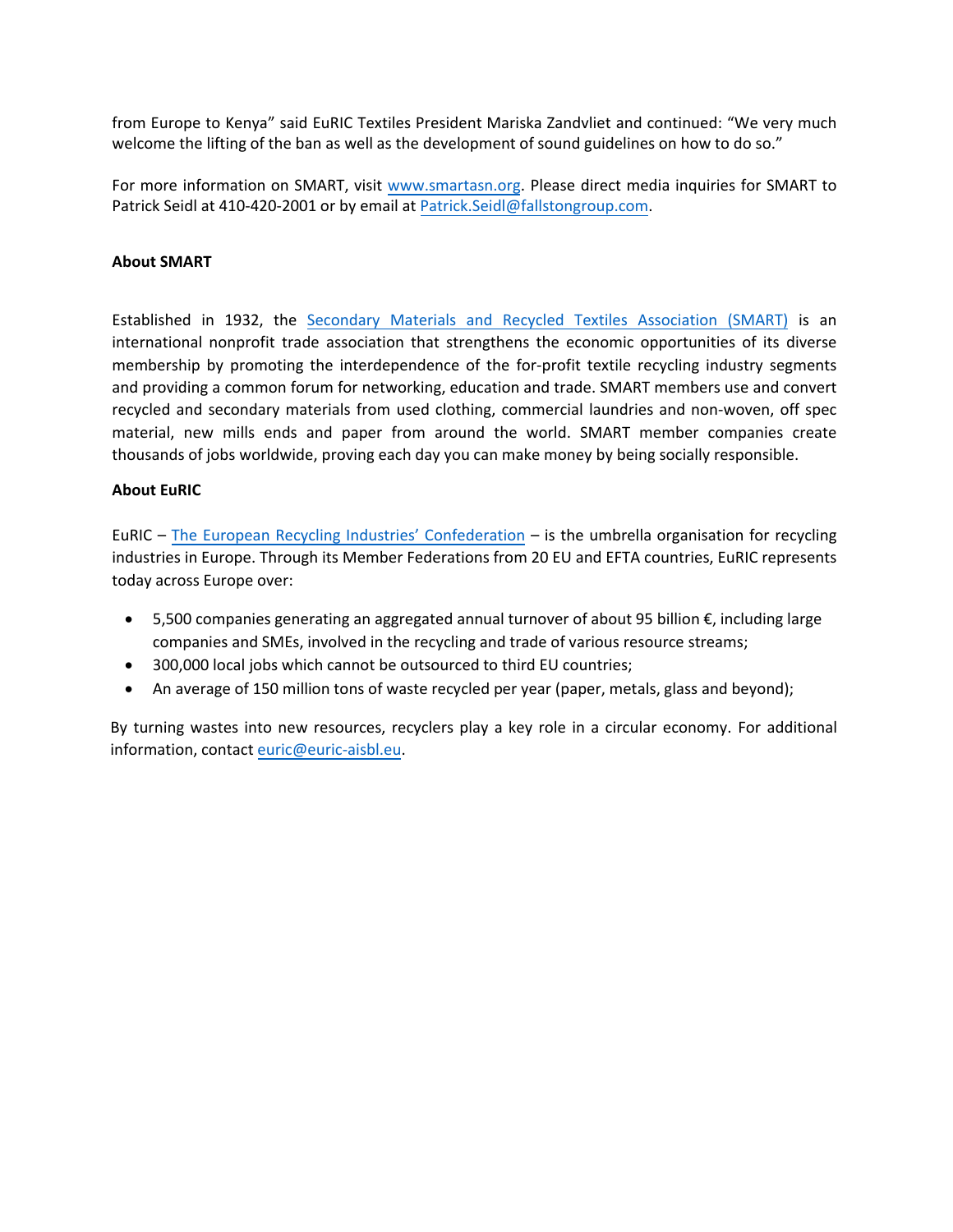from Europe to Kenya" said EuRIC Textiles President Mariska Zandvliet and continued: "We very much welcome the lifting of the ban as well as the development of sound guidelines on how to do so."

For more information on SMART, visit www.smartasn.org. Please direct media inquiries for SMART to Patrick Seidl at 410-420-2001 or by email at Patrick.Seidl@fallstongroup.com.

**About SMART**

Established in 1932, the Secondary Materials and Recycled Textiles Association (SMART) is an international nonprofit trade association that strengthens the economic opportunities of its diverse membership by promoting the interdependence of the for-profit textile recycling industry segments and providing a common forum for networking, education and trade. SMART members use and convert recycled and secondary materials from used clothing, commercial laundries and non-woven, off spec material, new mills ends and paper from around the world. SMART member companies create thousands of jobs worldwide, proving each day you can make money by being socially responsible.

**About EuRIC**

EuRIC – The European Recycling Industries' Confederation – is the umbrella organisation for recycling industries in Europe. Through its Member Federations from 20 EU and EFTA countries, EuRIC represents today across Europe over:

- 5,500 companies generating an aggregated annual turnover of about 95 billion €, including large companies and SMEs, involved in the recycling and trade of various resource streams;
- 300,000 local jobs which cannot be outsourced to third EU countries;
- An average of 150 million tons of waste recycled per year (paper, metals, glass and beyond);

By turning wastes into new resources, recyclers play a key role in a circular economy. For additional information, contact euric@euric-aisbl.eu.